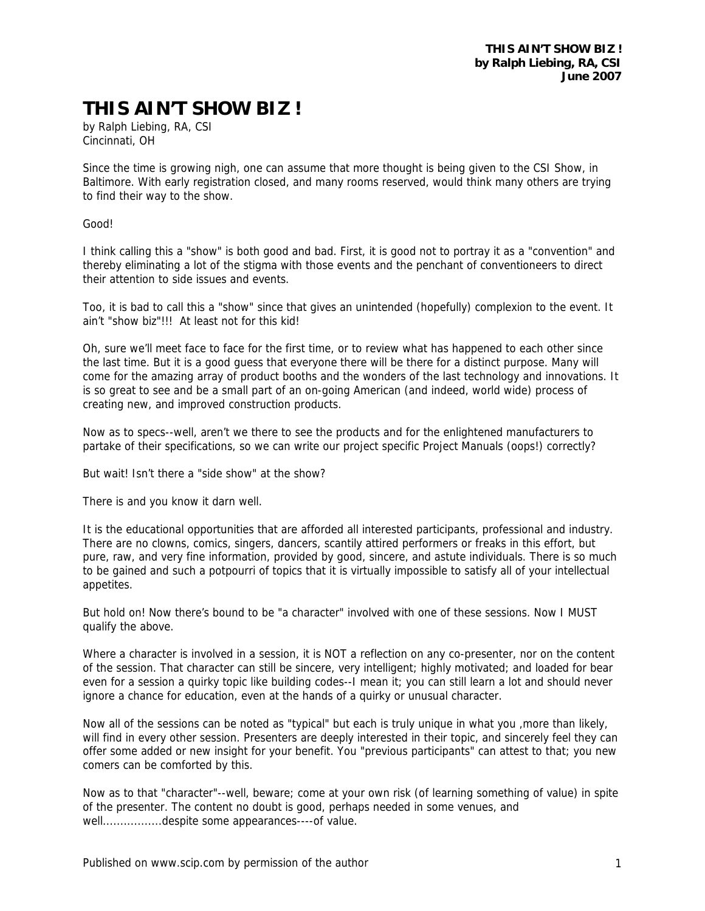# THIS AIN'T SHOW BIZ !

by Ralph Liebing, RA, CSI
Cincinnati, OH

Since the time is growing nigh, one can assume that more thought is being given to the CSI Show, in Baltimore. With early registration closed, and many rooms reserved, would think many others are trying to find their way to the show.

Good!

I think calling this a "show" is both good and bad. First, it is good not to portray it as a "convention" and thereby eliminating a lot of the stigma with those events and the penchant of conventioneers to direct their attention to side issues and events.

Too, it is bad to call this a "show" since that gives an unintended (hopefully) complexion to the event. It ain't "show biz"!!! At least not for this kid!

Oh, sure we'll meet face to face for the first time, or to review what has happened to each other since the last time. But it is a good guess that everyone there will be there for a distinct purpose. Many will come for the amazing array of product booths and the wonders of the last technology and innovations. It is so great to see and be a small part of an on-going American (and indeed, world wide) process of creating new, and improved construction products.

Now as to specs--well, aren't we there to see the products and for the enlightened manufacturers to partake of their specifications, so we can write our project specific Project Manuals (oops!) correctly?

But wait! Isn't there a "side show" at the show?

There is and you know it darn well.

It is the educational opportunities that are afforded all interested participants, professional and industry. There are no clowns, comics, singers, dancers, scantily attired performers or freaks in this effort, but pure, raw, and very fine information, provided by good, sincere, and astute individuals. There is so much to be gained and such a potpourri of topics that it is virtually impossible to satisfy all of your intellectual appetites.

But hold on! Now there's bound to be "a character" involved with one of these sessions. Now I MUST qualify the above.

Where a character is involved in a session, it is NOT a reflection on any co-presenter, nor on the content of the session. That character can still be sincere, very intelligent; highly motivated; and loaded for bear even for a session a quirky topic like building codes--I mean it; you can still learn a lot and should never ignore a chance for education, even at the hands of a quirky or unusual character.

Now all of the sessions can be noted as "typical" but each is truly unique in what you ,more than likely, will find in every other session. Presenters are deeply interested in their topic, and sincerely feel they can offer some added or new insight for your benefit. You "previous participants" can attest to that; you new comers can be comforted by this.

Now as to that "character"--well, beware; come at your own risk (of learning something of value) in spite of the presenter. The content no doubt is good, perhaps needed in some venues, and well.................despite some appearances----of value.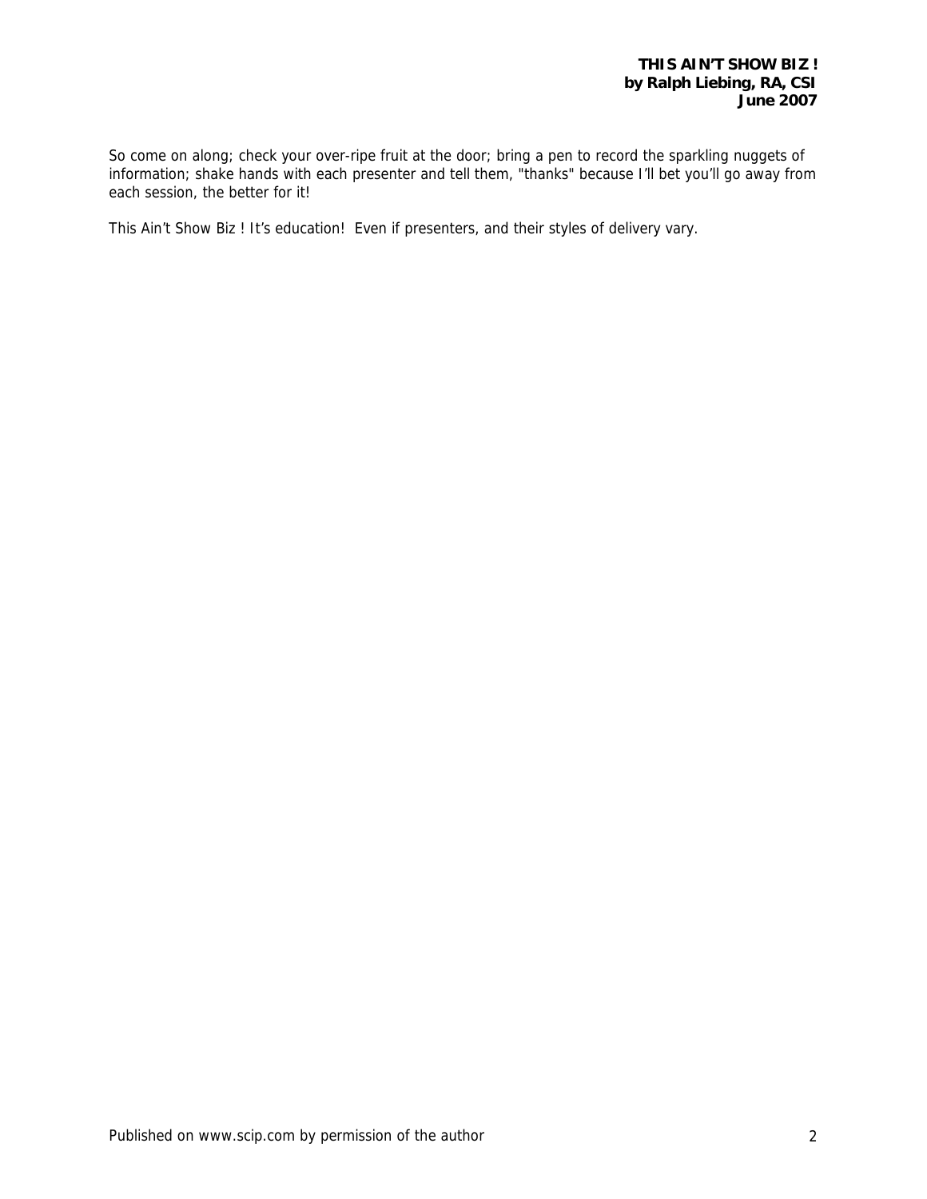So come on along; check your over-ripe fruit at the door; bring a pen to record the sparkling nuggets of information; shake hands with each presenter and tell them, "thanks" because I'll bet you'll go away from each session, the better for it!

This Ain't Show Biz ! It's education! Even if presenters, and their styles of delivery vary.